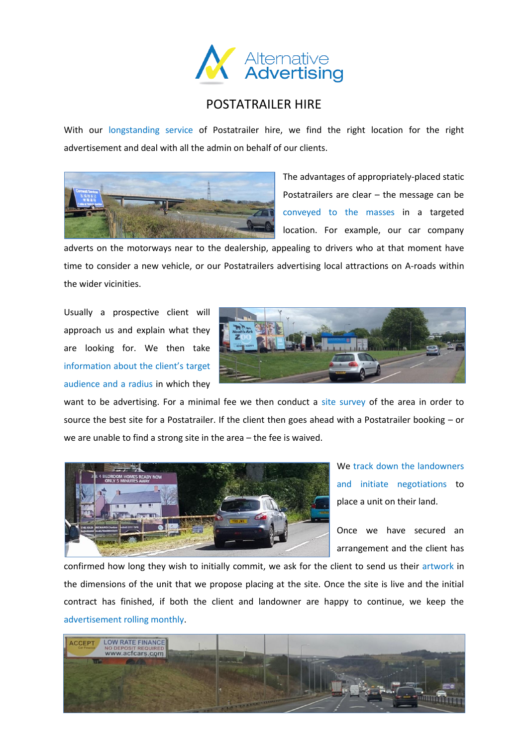# POSTATRAILER HIRE

With our longstanding service of Postatrailer hire, we find the right location for the right advertisement and deal with all the admin on behalf of our clients.

The advantages of appropriately-placed static Postatrailers are clear – the message can be conveyed to the masses in a targeted location. For example, our car company adverts on the motorways near to the dealership, appealing to drivers who at that moment have time to consider a new vehicle, or our Postatrailers advertising local attractions on A-roads within the wider vicinities.

Usually a prospective client will approach us and explain what they are looking for. We then take information about the client's target audience and a radius in which they want to be advertising. For a minimal fee we then conduct a site survey of the area in order to source the best site for a Postatrailer. If the client then goes ahead with a Postatrailer booking – or we are unable to find a strong site in the area – the fee is waived.

We track down the landowners and initiate negotiations to place a unit on their land.

Once we have secured an arrangement and the client has confirmed how long they wish to initially commit, we ask for the client to send us their artwork in the dimensions of the unit that we propose placing at the site. Once the site is live and the initial contract has finished, if both the client and landowner are happy to continue, we keep the advertisement rolling monthly.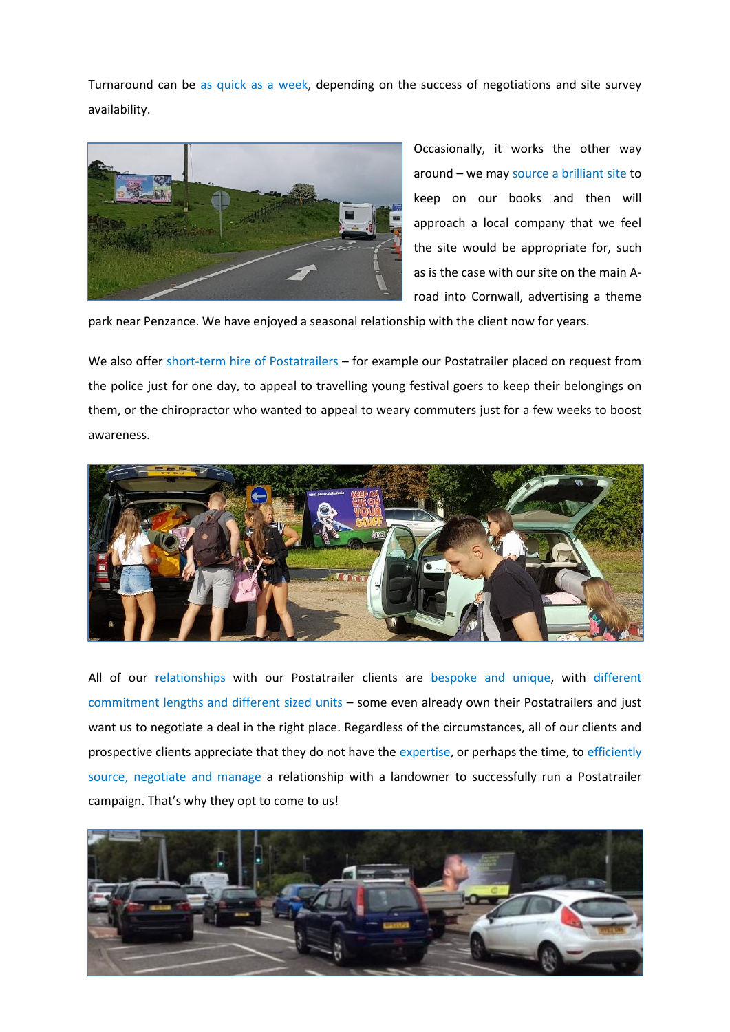Turnaround can be as quick as a week, depending on the success of negotiations and site survey availability.

Occasionally, it works the other way around – we may source a brilliant site to keep on our books and then will approach a local company that we feel the site would be appropriate for, such as is the case with our site on the main A-road into Cornwall, advertising a theme park near Penzance. We have enjoyed a seasonal relationship with the client now for years.

We also offer short-term hire of Postatrailers – for example our Postatrailer placed on request from the police just for one day, to appeal to travelling young festival goers to keep their belongings on them, or the chiropractor who wanted to appeal to weary commuters just for a few weeks to boost awareness.

All of our relationships with our Postatrailer clients are bespoke and unique, with different commitment lengths and different sized units – some even already own their Postatrailers and just want us to negotiate a deal in the right place. Regardless of the circumstances, all of our clients and prospective clients appreciate that they do not have the expertise, or perhaps the time, to efficiently source, negotiate and manage a relationship with a landowner to successfully run a Postatrailer campaign. That's why they opt to come to us!